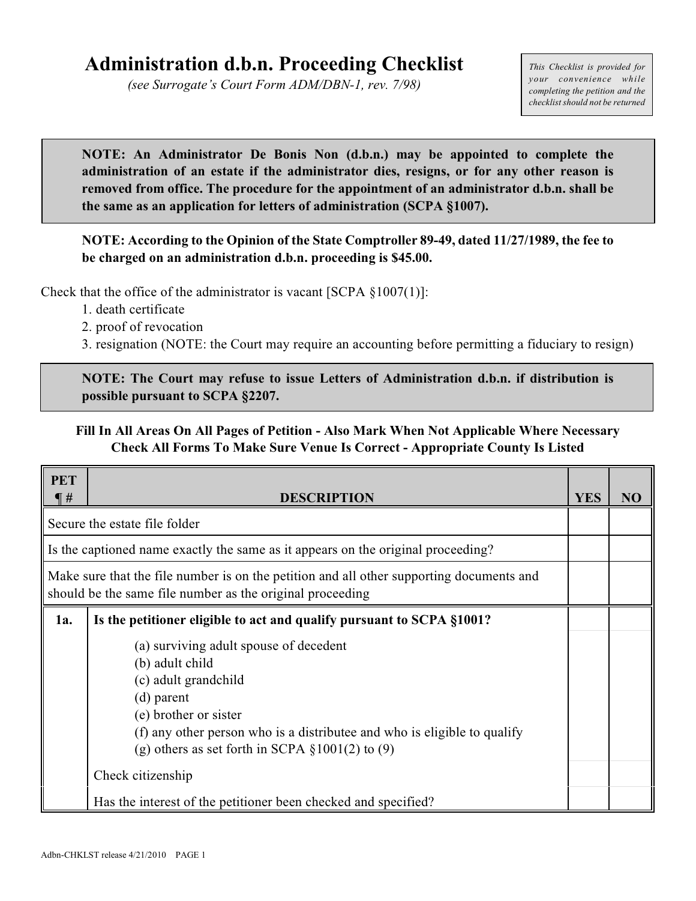# Administration d.b.n. Proceeding Checklist

*(see Surrogate's Court Form ADM/DBN-1, rev. 7/98)*

*This Checklist is provided for your convenience while completing the petition and the checklist should not be returned*

**NOTE: An Administrator De Bonis Non (d.b.n.) may be appointed to complete the administration of an estate if the administrator dies, resigns, or for any other reason is removed from office. The procedure for the appointment of an administrator d.b.n. shall be the same as an application for letters of administration (SCPA §1007).**

**NOTE: According to the Opinion of the State Comptroller 89-49, dated 11/27/1989, the fee to be charged on an administration d.b.n. proceeding is $45.00.**

Check that the office of the administrator is vacant [SCPA §1007(1)]:

1. death certificate
2. proof of revocation
3. resignation (NOTE: the Court may require an accounting before permitting a fiduciary to resign)

**NOTE: The Court may refuse to issue Letters of Administration d.b.n. if distribution is possible pursuant to SCPA §2207.**

**Fill In All Areas On All Pages of Petition - Also Mark When Not Applicable Where Necessary**
**Check All Forms To Make Sure Venue Is Correct - Appropriate County Is Listed**

| PET ¶ # | DESCRIPTION | YES | NO |
|---|---|---|---|
| Secure the estate file folder | | | |
| Is the captioned name exactly the same as it appears on the original proceeding? | | | |
| Make sure that the file number is on the petition and all other supporting documents and should be the same file number as the original proceeding | | | |
| 1a. | **Is the petitioner eligible to act and qualify pursuant to SCPA §1001?** | | |
| | (a) surviving adult spouse of decedent<br>(b) adult child<br>(c) adult grandchild<br>(d) parent<br>(e) brother or sister<br>(f) any other person who is a distributee and who is eligible to qualify<br>(g) others as set forth in SCPA §1001(2) to (9) | | |
| | Check citizenship | | |
| | Has the interest of the petitioner been checked and specified? | | |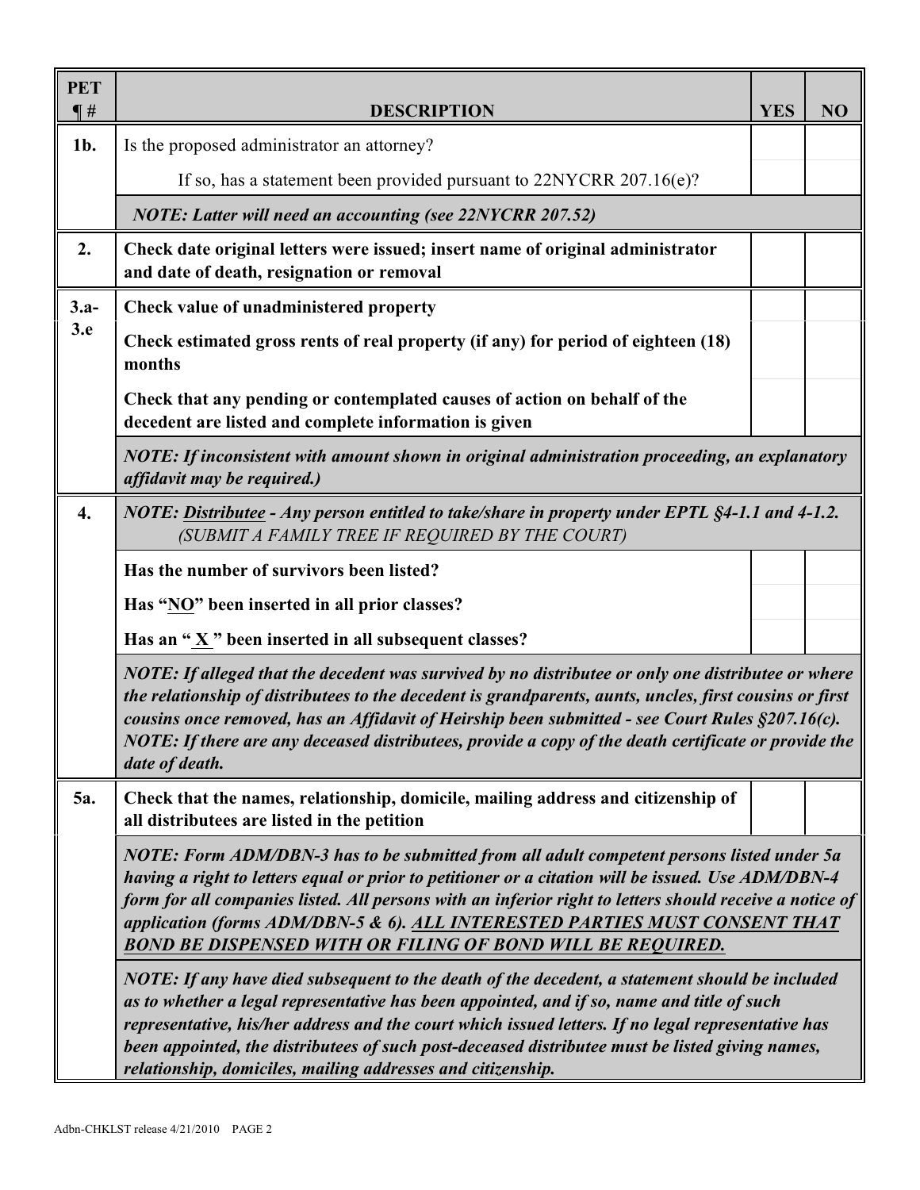| PET ¶ # | DESCRIPTION | YES | NO |
|---|---|---|---|
| **1b.** | Is the proposed administrator an attorney? | | |
| | If so, has a statement been provided pursuant to 22NYCRR 207.16(e)? | | |
| | ***NOTE: Latter will need an accounting (see 22NYCRR 207.52)*** | | |
| **2.** | **Check date original letters were issued; insert name of original administrator and date of death, resignation or removal** | | |
| **3.a-3.e** | **Check value of unadministered property** | | |
| | **Check estimated gross rents of real property (if any) for period of eighteen (18) months** | | |
| | **Check that any pending or contemplated causes of action on behalf of the decedent are listed and complete information is given** | | |
| | ***NOTE: If inconsistent with amount shown in original administration proceeding, an explanatory affidavit may be required.)*** | | |
| **4.** | ***NOTE: Distributee - Any person entitled to take/share in property under EPTL §4-1.1 and 4-1.2. (SUBMIT A FAMILY TREE IF REQUIRED BY THE COURT)*** | | |
| | **Has the number of survivors been listed?** | | |
| | **Has "NO" been inserted in all prior classes?** | | |
| | **Has an " X " been inserted in all subsequent classes?** | | |
| | ***NOTE: If alleged that the decedent was survived by no distributee or only one distributee or where the relationship of distributees to the decedent is grandparents, aunts, uncles, first cousins or first cousins once removed, has an Affidavit of Heirship been submitted - see Court Rules §207.16(c). NOTE: If there are any deceased distributees, provide a copy of the death certificate or provide the date of death.*** | | |
| **5a.** | **Check that the names, relationship, domicile, mailing address and citizenship of all distributees are listed in the petition** | | |
| | ***NOTE: Form ADM/DBN-3 has to be submitted from all adult competent persons listed under 5a having a right to letters equal or prior to petitioner or a citation will be issued. Use ADM/DBN-4 form for all companies listed. All persons with an inferior right to letters should receive a notice of application (forms ADM/DBN-5 & 6). ALL INTERESTED PARTIES MUST CONSENT THAT BOND BE DISPENSED WITH OR FILING OF BOND WILL BE REQUIRED.*** | | |
| | ***NOTE: If any have died subsequent to the death of the decedent, a statement should be included as to whether a legal representative has been appointed, and if so, name and title of such representative, his/her address and the court which issued letters. If no legal representative has been appointed, the distributees of such post-deceased distributee must be listed giving names, relationship, domiciles, mailing addresses and citizenship.*** | | |

Adbn-CHKLST release 4/21/2010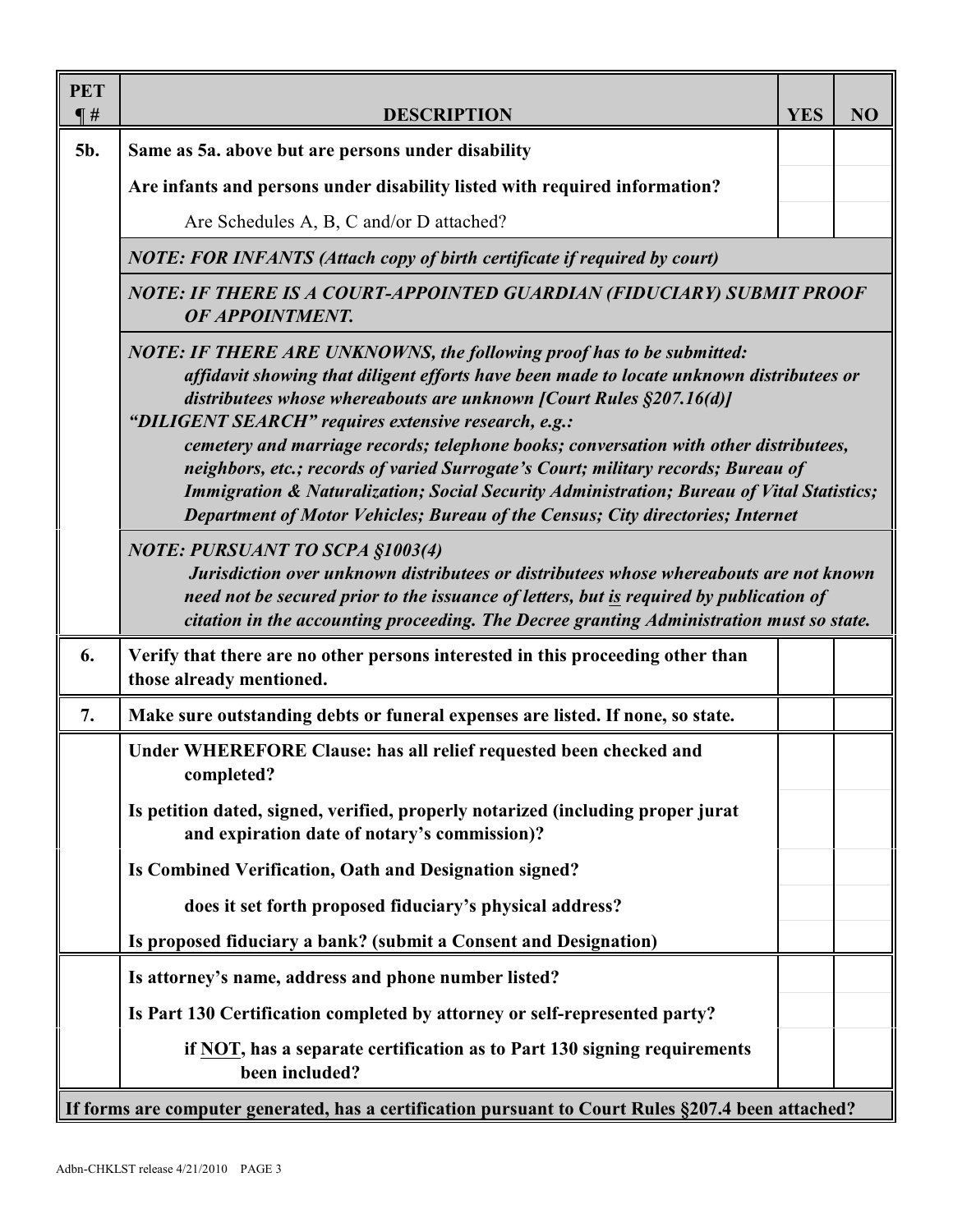| PET ¶ # | DESCRIPTION | YES | NO |
|---|---|---|---|
| **5b.** | **Same as 5a. above but are persons under disability** | | |
| | **Are infants and persons under disability listed with required information?** | | |
| | Are Schedules A, B, C and/or D attached? | | |
| | ***NOTE: FOR INFANTS (Attach copy of birth certificate if required by court)*** | | |
| | ***NOTE: IF THERE IS A COURT-APPOINTED GUARDIAN (FIDUCIARY) SUBMIT PROOF OF APPOINTMENT.*** | | |
| | ***NOTE: IF THERE ARE UNKNOWNS, the following proof has to be submitted:*** ***affidavit showing that diligent efforts have been made to locate unknown distributees or distributees whose whereabouts are unknown [Court Rules §207.16(d)]*** ***"DILIGENT SEARCH" requires extensive research, e.g.:*** ***cemetery and marriage records; telephone books; conversation with other distributees, neighbors, etc.; records of varied Surrogate's Court; military records; Bureau of Immigration & Naturalization; Social Security Administration; Bureau of Vital Statistics; Department of Motor Vehicles; Bureau of the Census; City directories; Internet*** | | |
| | ***NOTE: PURSUANT TO SCPA §1003(4)*** ***Jurisdiction over unknown distributees or distributees whose whereabouts are not known need not be secured prior to the issuance of letters, but is required by publication of citation in the accounting proceeding. The Decree granting Administration must so state.*** | | |
| **6.** | **Verify that there are no other persons interested in this proceeding other than those already mentioned.** | | |
| **7.** | **Make sure outstanding debts or funeral expenses are listed. If none, so state.** | | |
| | **Under WHEREFORE Clause: has all relief requested been checked and completed?** | | |
| | **Is petition dated, signed, verified, properly notarized (including proper jurat and expiration date of notary's commission)?** | | |
| | **Is Combined Verification, Oath and Designation signed?** | | |
| | **does it set forth proposed fiduciary's physical address?** | | |
| | **Is proposed fiduciary a bank? (submit a Consent and Designation)** | | |
| | **Is attorney's name, address and phone number listed?** | | |
| | **Is Part 130 Certification completed by attorney or self-represented party?** | | |
| | **if NOT, has a separate certification as to Part 130 signing requirements been included?** | | |

**If forms are computer generated, has a certification pursuant to Court Rules §207.4 been attached?**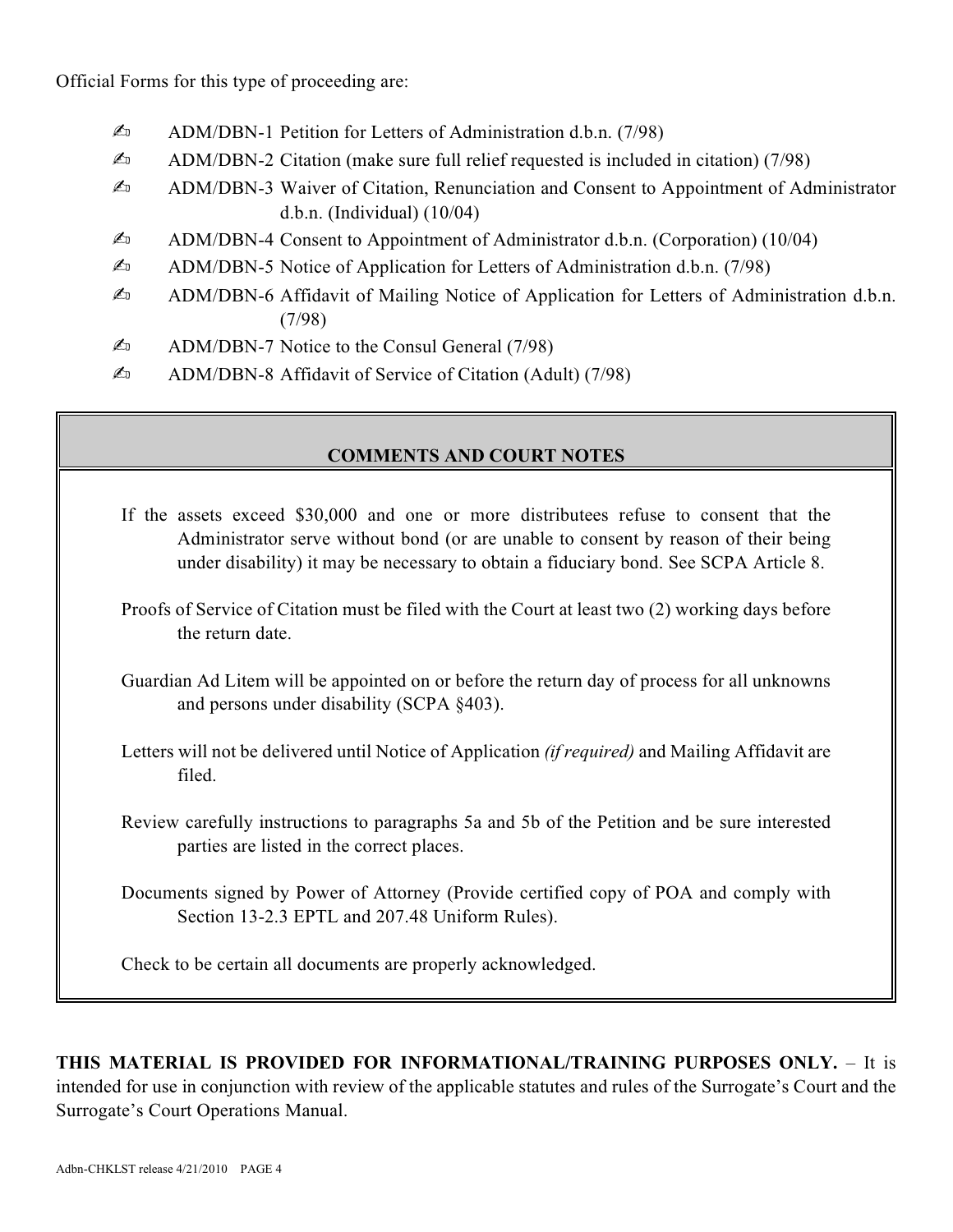Official Forms for this type of proceeding are:

- ✍ ADM/DBN-1 Petition for Letters of Administration d.b.n. (7/98)
- ✍ ADM/DBN-2 Citation (make sure full relief requested is included in citation) (7/98)
- ✍ ADM/DBN-3 Waiver of Citation, Renunciation and Consent to Appointment of Administrator d.b.n. (Individual) (10/04)
- ✍ ADM/DBN-4 Consent to Appointment of Administrator d.b.n. (Corporation) (10/04)
- ✍ ADM/DBN-5 Notice of Application for Letters of Administration d.b.n. (7/98)
- ✍ ADM/DBN-6 Affidavit of Mailing Notice of Application for Letters of Administration d.b.n. (7/98)
- ✍ ADM/DBN-7 Notice to the Consul General (7/98)
- ✍ ADM/DBN-8 Affidavit of Service of Citation (Adult) (7/98)

## COMMENTS AND COURT NOTES

If the assets exceed $30,000 and one or more distributees refuse to consent that the Administrator serve without bond (or are unable to consent by reason of their being under disability) it may be necessary to obtain a fiduciary bond. See SCPA Article 8.

Proofs of Service of Citation must be filed with the Court at least two (2) working days before the return date.

Guardian Ad Litem will be appointed on or before the return day of process for all unknowns and persons under disability (SCPA §403).

Letters will not be delivered until Notice of Application *(if required)* and Mailing Affidavit are filed.

Review carefully instructions to paragraphs 5a and 5b of the Petition and be sure interested parties are listed in the correct places.

Documents signed by Power of Attorney (Provide certified copy of POA and comply with Section 13-2.3 EPTL and 207.48 Uniform Rules).

Check to be certain all documents are properly acknowledged.

**THIS MATERIAL IS PROVIDED FOR INFORMATIONAL/TRAINING PURPOSES ONLY.** – It is intended for use in conjunction with review of the applicable statutes and rules of the Surrogate's Court and the Surrogate's Court Operations Manual.